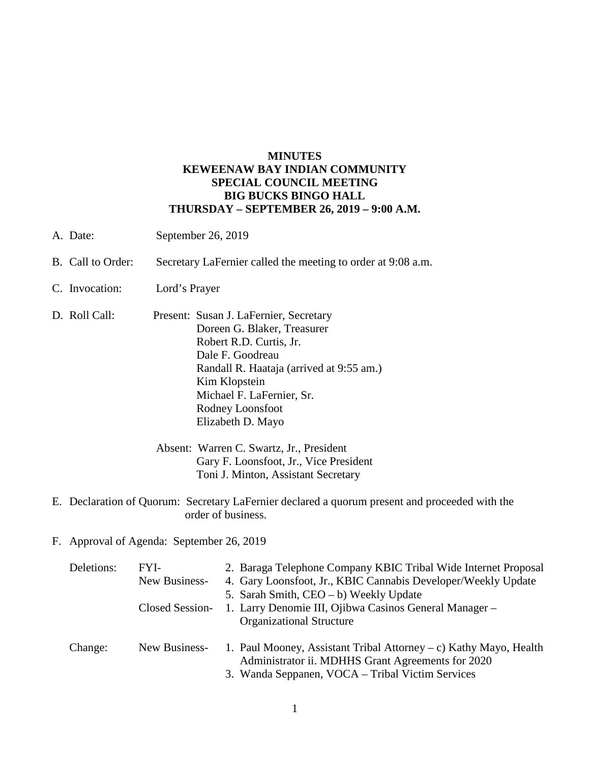**MINUTES**
**KEWEENAW BAY INDIAN COMMUNITY**
**SPECIAL COUNCIL MEETING**
**BIG BUCKS BINGO HALL**
**THURSDAY – SEPTEMBER 26, 2019 – 9:00 A.M.**

A. Date: September 26, 2019

B. Call to Order: Secretary LaFernier called the meeting to order at 9:08 a.m.

C. Invocation: Lord's Prayer

D. Roll Call: Present: Susan J. LaFernier, Secretary
Doreen G. Blaker, Treasurer
Robert R.D. Curtis, Jr.
Dale F. Goodreau
Randall R. Haataja (arrived at 9:55 am.)
Kim Klopstein
Michael F. LaFernier, Sr.
Rodney Loonsfoot
Elizabeth D. Mayo

Absent: Warren C. Swartz, Jr., President
Gary F. Loonsfoot, Jr., Vice President
Toni J. Minton, Assistant Secretary

E. Declaration of Quorum: Secretary LaFernier declared a quorum present and proceeded with the order of business.

F. Approval of Agenda: September 26, 2019

Deletions: FYI- 2. Baraga Telephone Company KBIC Tribal Wide Internet Proposal
New Business- 4. Gary Loonsfoot, Jr., KBIC Cannabis Developer/Weekly Update
5. Sarah Smith, CEO – b) Weekly Update
Closed Session- 1. Larry Denomie III, Ojibwa Casinos General Manager – Organizational Structure

Change: New Business- 1. Paul Mooney, Assistant Tribal Attorney – c) Kathy Mayo, Health Administrator ii. MDHHS Grant Agreements for 2020
3. Wanda Seppanen, VOCA – Tribal Victim Services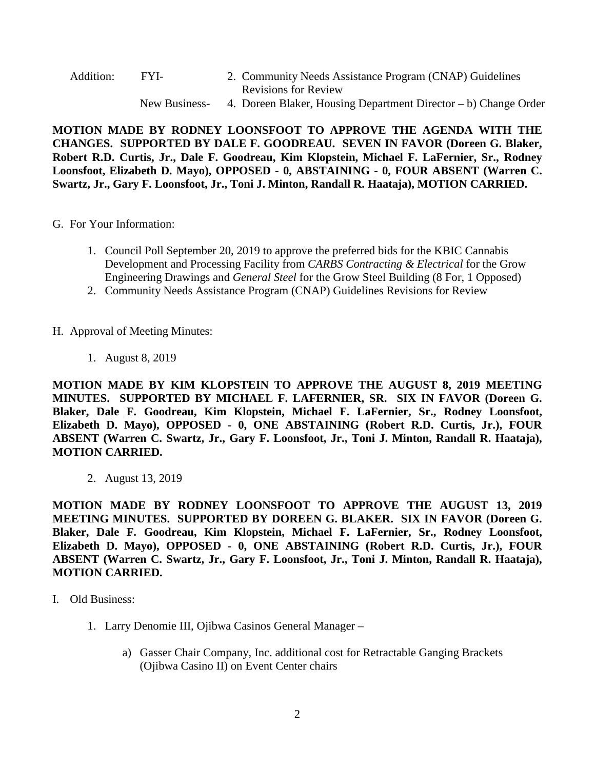Addition: FYI- 2. Community Needs Assistance Program (CNAP) Guidelines Revisions for Review

New Business- 4. Doreen Blaker, Housing Department Director – b) Change Order

**MOTION MADE BY RODNEY LOONSFOOT TO APPROVE THE AGENDA WITH THE CHANGES. SUPPORTED BY DALE F. GOODREAU. SEVEN IN FAVOR (Doreen G. Blaker, Robert R.D. Curtis, Jr., Dale F. Goodreau, Kim Klopstein, Michael F. LaFernier, Sr., Rodney Loonsfoot, Elizabeth D. Mayo), OPPOSED - 0, ABSTAINING - 0, FOUR ABSENT (Warren C. Swartz, Jr., Gary F. Loonsfoot, Jr., Toni J. Minton, Randall R. Haataja), MOTION CARRIED.**

G. For Your Information:

1. Council Poll September 20, 2019 to approve the preferred bids for the KBIC Cannabis Development and Processing Facility from *CARBS Contracting & Electrical* for the Grow Engineering Drawings and *General Steel* for the Grow Steel Building (8 For, 1 Opposed)
2. Community Needs Assistance Program (CNAP) Guidelines Revisions for Review

H. Approval of Meeting Minutes:

1. August 8, 2019

**MOTION MADE BY KIM KLOPSTEIN TO APPROVE THE AUGUST 8, 2019 MEETING MINUTES. SUPPORTED BY MICHAEL F. LAFERNIER, SR. SIX IN FAVOR (Doreen G. Blaker, Dale F. Goodreau, Kim Klopstein, Michael F. LaFernier, Sr., Rodney Loonsfoot, Elizabeth D. Mayo), OPPOSED - 0, ONE ABSTAINING (Robert R.D. Curtis, Jr.), FOUR ABSENT (Warren C. Swartz, Jr., Gary F. Loonsfoot, Jr., Toni J. Minton, Randall R. Haataja), MOTION CARRIED.**

2. August 13, 2019

**MOTION MADE BY RODNEY LOONSFOOT TO APPROVE THE AUGUST 13, 2019 MEETING MINUTES. SUPPORTED BY DOREEN G. BLAKER. SIX IN FAVOR (Doreen G. Blaker, Dale F. Goodreau, Kim Klopstein, Michael F. LaFernier, Sr., Rodney Loonsfoot, Elizabeth D. Mayo), OPPOSED - 0, ONE ABSTAINING (Robert R.D. Curtis, Jr.), FOUR ABSENT (Warren C. Swartz, Jr., Gary F. Loonsfoot, Jr., Toni J. Minton, Randall R. Haataja), MOTION CARRIED.**

I. Old Business:

1. Larry Denomie III, Ojibwa Casinos General Manager –

   a) Gasser Chair Company, Inc. additional cost for Retractable Ganging Brackets (Ojibwa Casino II) on Event Center chairs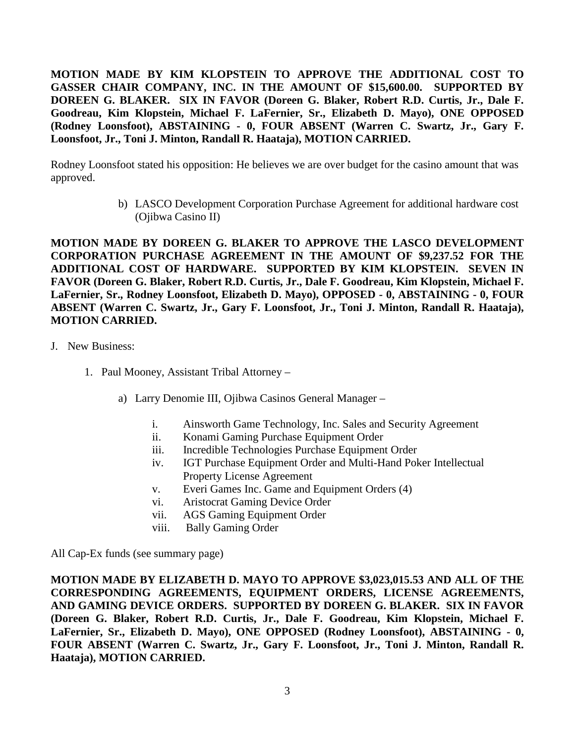**MOTION MADE BY KIM KLOPSTEIN TO APPROVE THE ADDITIONAL COST TO GASSER CHAIR COMPANY, INC. IN THE AMOUNT OF $15,600.00. SUPPORTED BY DOREEN G. BLAKER. SIX IN FAVOR (Doreen G. Blaker, Robert R.D. Curtis, Jr., Dale F. Goodreau, Kim Klopstein, Michael F. LaFernier, Sr., Elizabeth D. Mayo), ONE OPPOSED (Rodney Loonsfoot), ABSTAINING - 0, FOUR ABSENT (Warren C. Swartz, Jr., Gary F. Loonsfoot, Jr., Toni J. Minton, Randall R. Haataja), MOTION CARRIED.**

Rodney Loonsfoot stated his opposition: He believes we are over budget for the casino amount that was approved.

b) LASCO Development Corporation Purchase Agreement for additional hardware cost (Ojibwa Casino II)

**MOTION MADE BY DOREEN G. BLAKER TO APPROVE THE LASCO DEVELOPMENT CORPORATION PURCHASE AGREEMENT IN THE AMOUNT OF $9,237.52 FOR THE ADDITIONAL COST OF HARDWARE. SUPPORTED BY KIM KLOPSTEIN. SEVEN IN FAVOR (Doreen G. Blaker, Robert R.D. Curtis, Jr., Dale F. Goodreau, Kim Klopstein, Michael F. LaFernier, Sr., Rodney Loonsfoot, Elizabeth D. Mayo), OPPOSED - 0, ABSTAINING - 0, FOUR ABSENT (Warren C. Swartz, Jr., Gary F. Loonsfoot, Jr., Toni J. Minton, Randall R. Haataja), MOTION CARRIED.**

J. New Business:

1. Paul Mooney, Assistant Tribal Attorney –

   a) Larry Denomie III, Ojibwa Casinos General Manager –

      i. Ainsworth Game Technology, Inc. Sales and Security Agreement
      ii. Konami Gaming Purchase Equipment Order
      iii. Incredible Technologies Purchase Equipment Order
      iv. IGT Purchase Equipment Order and Multi-Hand Poker Intellectual Property License Agreement
      v. Everi Games Inc. Game and Equipment Orders (4)
      vi. Aristocrat Gaming Device Order
      vii. AGS Gaming Equipment Order
      viii. Bally Gaming Order

All Cap-Ex funds (see summary page)

**MOTION MADE BY ELIZABETH D. MAYO TO APPROVE $3,023,015.53 AND ALL OF THE CORRESPONDING AGREEMENTS, EQUIPMENT ORDERS, LICENSE AGREEMENTS, AND GAMING DEVICE ORDERS. SUPPORTED BY DOREEN G. BLAKER. SIX IN FAVOR (Doreen G. Blaker, Robert R.D. Curtis, Jr., Dale F. Goodreau, Kim Klopstein, Michael F. LaFernier, Sr., Elizabeth D. Mayo), ONE OPPOSED (Rodney Loonsfoot), ABSTAINING - 0, FOUR ABSENT (Warren C. Swartz, Jr., Gary F. Loonsfoot, Jr., Toni J. Minton, Randall R. Haataja), MOTION CARRIED.**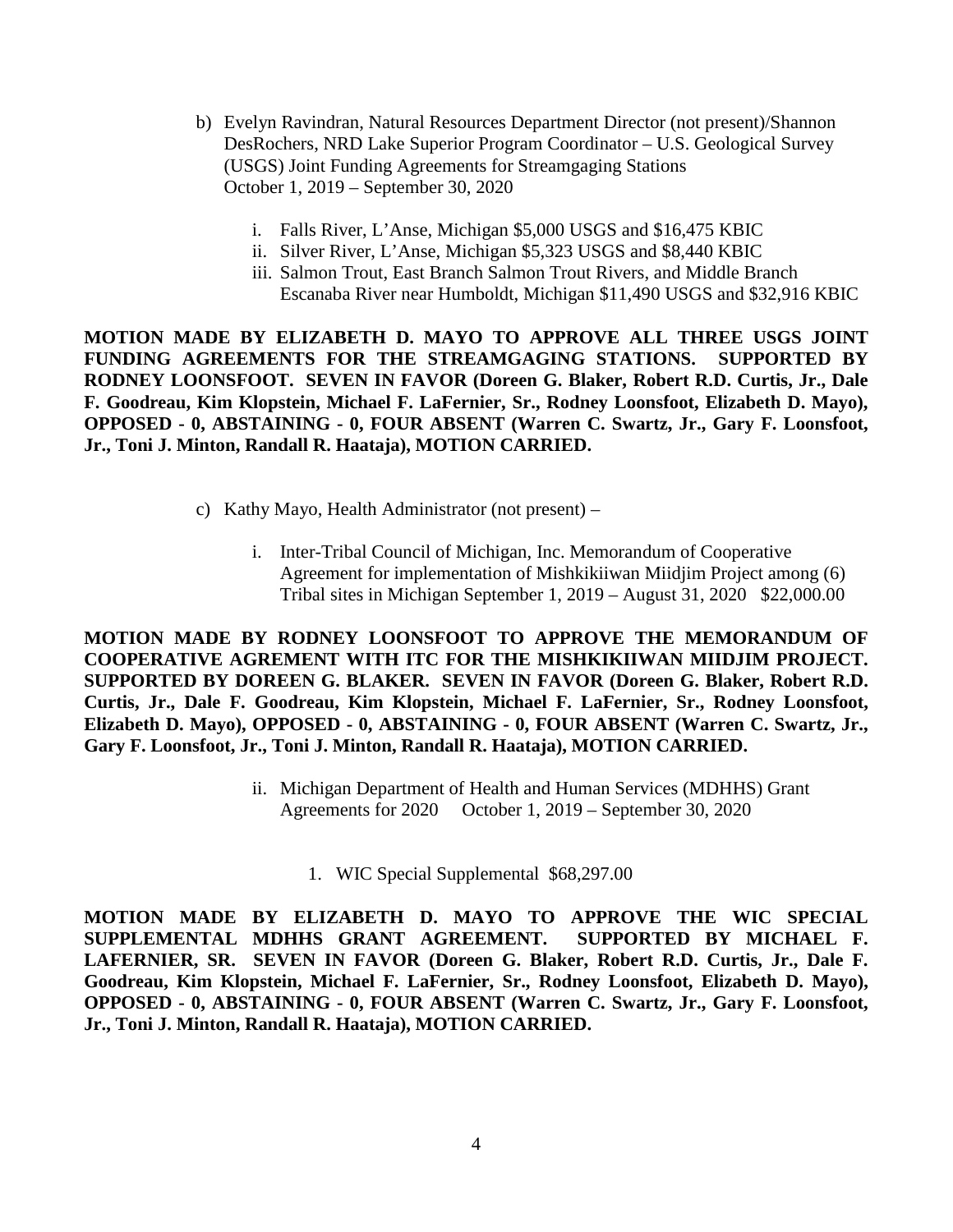b) Evelyn Ravindran, Natural Resources Department Director (not present)/Shannon DesRochers, NRD Lake Superior Program Coordinator – U.S. Geological Survey (USGS) Joint Funding Agreements for Streamgaging Stations October 1, 2019 – September 30, 2020

   i. Falls River, L'Anse, Michigan $5,000 USGS and $16,475 KBIC
   ii. Silver River, L'Anse, Michigan $5,323 USGS and $8,440 KBIC
   iii. Salmon Trout, East Branch Salmon Trout Rivers, and Middle Branch Escanaba River near Humboldt, Michigan $11,490 USGS and $32,916 KBIC

**MOTION MADE BY ELIZABETH D. MAYO TO APPROVE ALL THREE USGS JOINT FUNDING AGREEMENTS FOR THE STREAMGAGING STATIONS. SUPPORTED BY RODNEY LOONSFOOT. SEVEN IN FAVOR (Doreen G. Blaker, Robert R.D. Curtis, Jr., Dale F. Goodreau, Kim Klopstein, Michael F. LaFernier, Sr., Rodney Loonsfoot, Elizabeth D. Mayo), OPPOSED - 0, ABSTAINING - 0, FOUR ABSENT (Warren C. Swartz, Jr., Gary F. Loonsfoot, Jr., Toni J. Minton, Randall R. Haataja), MOTION CARRIED.**

c) Kathy Mayo, Health Administrator (not present) –

   i. Inter-Tribal Council of Michigan, Inc. Memorandum of Cooperative Agreement for implementation of Mishkikiiwan Miidjim Project among (6) Tribal sites in Michigan September 1, 2019 – August 31, 2020 $22,000.00

**MOTION MADE BY RODNEY LOONSFOOT TO APPROVE THE MEMORANDUM OF COOPERATIVE AGREMENT WITH ITC FOR THE MISHKIKIIWAN MIIDJIM PROJECT. SUPPORTED BY DOREEN G. BLAKER. SEVEN IN FAVOR (Doreen G. Blaker, Robert R.D. Curtis, Jr., Dale F. Goodreau, Kim Klopstein, Michael F. LaFernier, Sr., Rodney Loonsfoot, Elizabeth D. Mayo), OPPOSED - 0, ABSTAINING - 0, FOUR ABSENT (Warren C. Swartz, Jr., Gary F. Loonsfoot, Jr., Toni J. Minton, Randall R. Haataja), MOTION CARRIED.**

   ii. Michigan Department of Health and Human Services (MDHHS) Grant Agreements for 2020 October 1, 2019 – September 30, 2020

      1. WIC Special Supplemental $68,297.00

**MOTION MADE BY ELIZABETH D. MAYO TO APPROVE THE WIC SPECIAL SUPPLEMENTAL MDHHS GRANT AGREEMENT. SUPPORTED BY MICHAEL F. LAFERNIER, SR. SEVEN IN FAVOR (Doreen G. Blaker, Robert R.D. Curtis, Jr., Dale F. Goodreau, Kim Klopstein, Michael F. LaFernier, Sr., Rodney Loonsfoot, Elizabeth D. Mayo), OPPOSED - 0, ABSTAINING - 0, FOUR ABSENT (Warren C. Swartz, Jr., Gary F. Loonsfoot, Jr., Toni J. Minton, Randall R. Haataja), MOTION CARRIED.**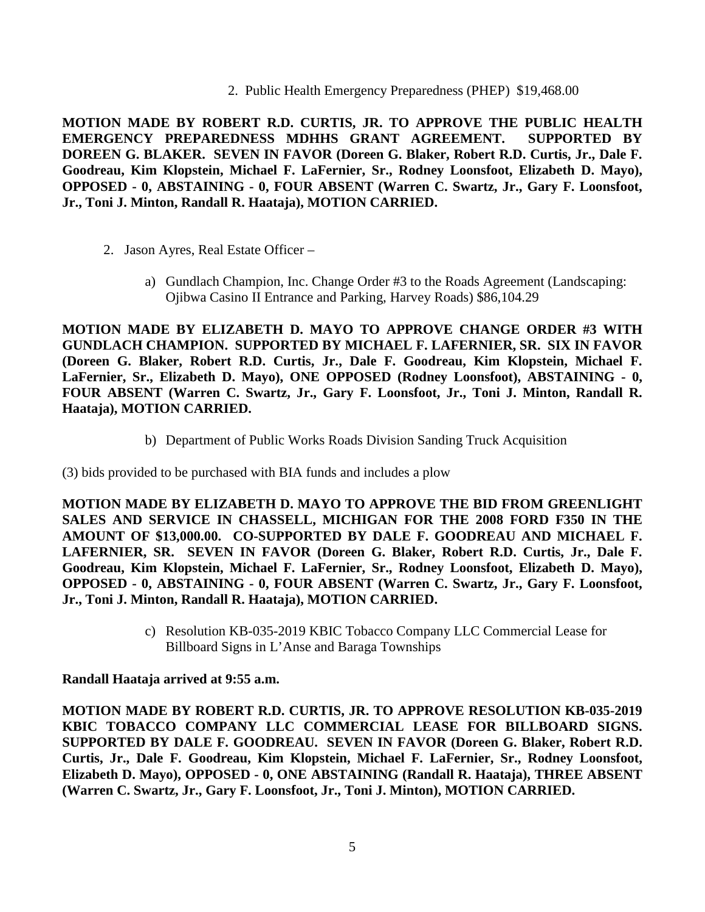2. Public Health Emergency Preparedness (PHEP) $19,468.00

**MOTION MADE BY ROBERT R.D. CURTIS, JR. TO APPROVE THE PUBLIC HEALTH EMERGENCY PREPAREDNESS MDHHS GRANT AGREEMENT. SUPPORTED BY DOREEN G. BLAKER. SEVEN IN FAVOR (Doreen G. Blaker, Robert R.D. Curtis, Jr., Dale F. Goodreau, Kim Klopstein, Michael F. LaFernier, Sr., Rodney Loonsfoot, Elizabeth D. Mayo), OPPOSED - 0, ABSTAINING - 0, FOUR ABSENT (Warren C. Swartz, Jr., Gary F. Loonsfoot, Jr., Toni J. Minton, Randall R. Haataja), MOTION CARRIED.**

2. Jason Ayres, Real Estate Officer –

   a) Gundlach Champion, Inc. Change Order #3 to the Roads Agreement (Landscaping: Ojibwa Casino II Entrance and Parking, Harvey Roads) $86,104.29

**MOTION MADE BY ELIZABETH D. MAYO TO APPROVE CHANGE ORDER #3 WITH GUNDLACH CHAMPION. SUPPORTED BY MICHAEL F. LAFERNIER, SR. SIX IN FAVOR (Doreen G. Blaker, Robert R.D. Curtis, Jr., Dale F. Goodreau, Kim Klopstein, Michael F. LaFernier, Sr., Elizabeth D. Mayo), ONE OPPOSED (Rodney Loonsfoot), ABSTAINING - 0, FOUR ABSENT (Warren C. Swartz, Jr., Gary F. Loonsfoot, Jr., Toni J. Minton, Randall R. Haataja), MOTION CARRIED.**

   b) Department of Public Works Roads Division Sanding Truck Acquisition

(3) bids provided to be purchased with BIA funds and includes a plow

**MOTION MADE BY ELIZABETH D. MAYO TO APPROVE THE BID FROM GREENLIGHT SALES AND SERVICE IN CHASSELL, MICHIGAN FOR THE 2008 FORD F350 IN THE AMOUNT OF $13,000.00. CO-SUPPORTED BY DALE F. GOODREAU AND MICHAEL F. LAFERNIER, SR. SEVEN IN FAVOR (Doreen G. Blaker, Robert R.D. Curtis, Jr., Dale F. Goodreau, Kim Klopstein, Michael F. LaFernier, Sr., Rodney Loonsfoot, Elizabeth D. Mayo), OPPOSED - 0, ABSTAINING - 0, FOUR ABSENT (Warren C. Swartz, Jr., Gary F. Loonsfoot, Jr., Toni J. Minton, Randall R. Haataja), MOTION CARRIED.**

   c) Resolution KB-035-2019 KBIC Tobacco Company LLC Commercial Lease for Billboard Signs in L'Anse and Baraga Townships

**Randall Haataja arrived at 9:55 a.m.**

**MOTION MADE BY ROBERT R.D. CURTIS, JR. TO APPROVE RESOLUTION KB-035-2019 KBIC TOBACCO COMPANY LLC COMMERCIAL LEASE FOR BILLBOARD SIGNS. SUPPORTED BY DALE F. GOODREAU. SEVEN IN FAVOR (Doreen G. Blaker, Robert R.D. Curtis, Jr., Dale F. Goodreau, Kim Klopstein, Michael F. LaFernier, Sr., Rodney Loonsfoot, Elizabeth D. Mayo), OPPOSED - 0, ONE ABSTAINING (Randall R. Haataja), THREE ABSENT (Warren C. Swartz, Jr., Gary F. Loonsfoot, Jr., Toni J. Minton), MOTION CARRIED.**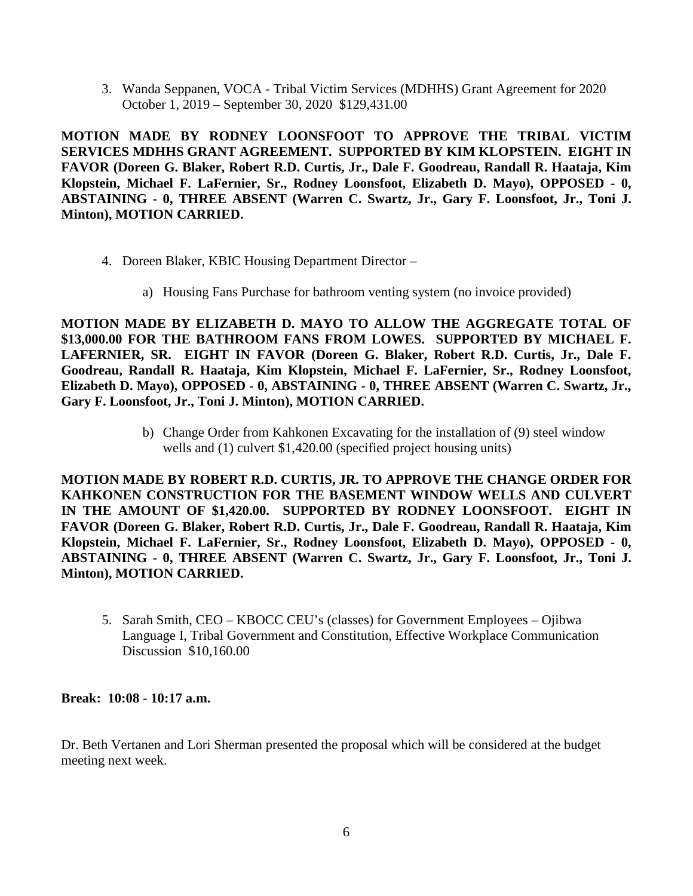3. Wanda Seppanen, VOCA - Tribal Victim Services (MDHHS) Grant Agreement for 2020 October 1, 2019 – September 30, 2020 $129,431.00

**MOTION MADE BY RODNEY LOONSFOOT TO APPROVE THE TRIBAL VICTIM SERVICES MDHHS GRANT AGREEMENT. SUPPORTED BY KIM KLOPSTEIN. EIGHT IN FAVOR (Doreen G. Blaker, Robert R.D. Curtis, Jr., Dale F. Goodreau, Randall R. Haataja, Kim Klopstein, Michael F. LaFernier, Sr., Rodney Loonsfoot, Elizabeth D. Mayo), OPPOSED - 0, ABSTAINING - 0, THREE ABSENT (Warren C. Swartz, Jr., Gary F. Loonsfoot, Jr., Toni J. Minton), MOTION CARRIED.**

4. Doreen Blaker, KBIC Housing Department Director –

    a) Housing Fans Purchase for bathroom venting system (no invoice provided)

**MOTION MADE BY ELIZABETH D. MAYO TO ALLOW THE AGGREGATE TOTAL OF $13,000.00 FOR THE BATHROOM FANS FROM LOWES. SUPPORTED BY MICHAEL F. LAFERNIER, SR. EIGHT IN FAVOR (Doreen G. Blaker, Robert R.D. Curtis, Jr., Dale F. Goodreau, Randall R. Haataja, Kim Klopstein, Michael F. LaFernier, Sr., Rodney Loonsfoot, Elizabeth D. Mayo), OPPOSED - 0, ABSTAINING - 0, THREE ABSENT (Warren C. Swartz, Jr., Gary F. Loonsfoot, Jr., Toni J. Minton), MOTION CARRIED.**

    b) Change Order from Kahkonen Excavating for the installation of (9) steel window wells and (1) culvert $1,420.00 (specified project housing units)

**MOTION MADE BY ROBERT R.D. CURTIS, JR. TO APPROVE THE CHANGE ORDER FOR KAHKONEN CONSTRUCTION FOR THE BASEMENT WINDOW WELLS AND CULVERT IN THE AMOUNT OF $1,420.00. SUPPORTED BY RODNEY LOONSFOOT. EIGHT IN FAVOR (Doreen G. Blaker, Robert R.D. Curtis, Jr., Dale F. Goodreau, Randall R. Haataja, Kim Klopstein, Michael F. LaFernier, Sr., Rodney Loonsfoot, Elizabeth D. Mayo), OPPOSED - 0, ABSTAINING - 0, THREE ABSENT (Warren C. Swartz, Jr., Gary F. Loonsfoot, Jr., Toni J. Minton), MOTION CARRIED.**

5. Sarah Smith, CEO – KBOCC CEU's (classes) for Government Employees – Ojibwa Language I, Tribal Government and Constitution, Effective Workplace Communication Discussion $10,160.00

**Break: 10:08 - 10:17 a.m.**

Dr. Beth Vertanen and Lori Sherman presented the proposal which will be considered at the budget meeting next week.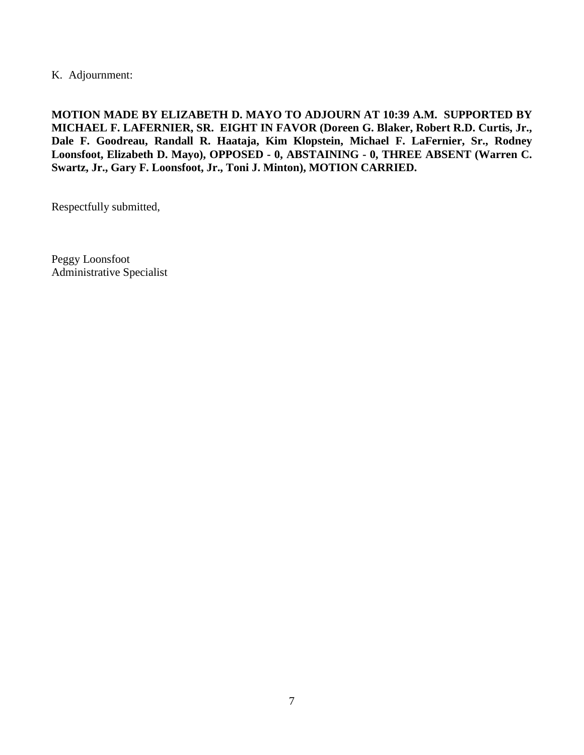K. Adjournment:

**MOTION MADE BY ELIZABETH D. MAYO TO ADJOURN AT 10:39 A.M. SUPPORTED BY MICHAEL F. LAFERNIER, SR. EIGHT IN FAVOR (Doreen G. Blaker, Robert R.D. Curtis, Jr., Dale F. Goodreau, Randall R. Haataja, Kim Klopstein, Michael F. LaFernier, Sr., Rodney Loonsfoot, Elizabeth D. Mayo), OPPOSED - 0, ABSTAINING - 0, THREE ABSENT (Warren C. Swartz, Jr., Gary F. Loonsfoot, Jr., Toni J. Minton), MOTION CARRIED.**

Respectfully submitted,

Peggy Loonsfoot
Administrative Specialist